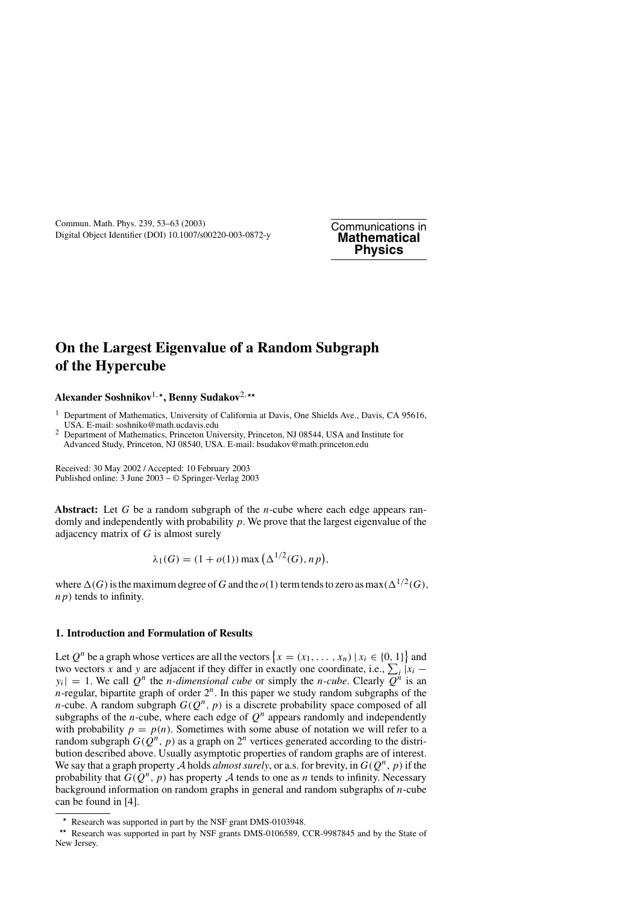Commun. Math. Phys. 239, 53–63 (2003)
Digital Object Identifier (DOI) 10.1007/s00220-003-0872-y

Communications in **Mathematical Physics**

# On the Largest Eigenvalue of a Random Subgraph of the Hypercube

**Alexander Soshnikov**[1,⋆], **Benny Sudakov**[2,⋆⋆]

[1] Department of Mathematics, University of California at Davis, One Shields Ave., Davis, CA 95616, USA. E-mail: soshniko@math.ucdavis.edu

[2] Department of Mathematics, Princeton University, Princeton, NJ 08544, USA and Institute for Advanced Study, Princeton, NJ 08540, USA. E-mail: bsudakov@math.princeton.edu

Received: 30 May 2002 / Accepted: 10 February 2003
Published online: 3 June 2003 – © Springer-Verlag 2003

**Abstract:** Let $G$ be a random subgraph of the $n$-cube where each edge appears randomly and independently with probability $p$. We prove that the largest eigenvalue of the adjacency matrix of $G$ is almost surely

$$\lambda_1(G) = (1 + o(1)) \max\left(\Delta^{1/2}(G), np\right),$$

where $\Delta(G)$ is the maximum degree of $G$ and the $o(1)$ term tends to zero as $\max(\Delta^{1/2}(G), np)$ tends to infinity.

## 1. Introduction and Formulation of Results

Let $Q^n$ be a graph whose vertices are all the vectors $\left\{x = (x_1, \ldots, x_n) \mid x_i \in \{0, 1\}\right\}$ and two vectors $x$ and $y$ are adjacent if they differ in exactly one coordinate, i.e., $\sum_i |x_i - y_i| = 1$. We call $Q^n$ the *n-dimensional cube* or simply the *n-cube*. Clearly $Q^n$ is an $n$-regular, bipartite graph of order $2^n$. In this paper we study random subgraphs of the $n$-cube. A random subgraph $G(Q^n, p)$ is a discrete probability space composed of all subgraphs of the $n$-cube, where each edge of $Q^n$ appears randomly and independently with probability $p = p(n)$. Sometimes with some abuse of notation we will refer to a random subgraph $G(Q^n, p)$ as a graph on $2^n$ vertices generated according to the distribution described above. Usually asymptotic properties of random graphs are of interest. We say that a graph property $\mathcal{A}$ holds *almost surely*, or a.s. for brevity, in $G(Q^n, p)$ if the probability that $G(Q^n, p)$ has property $\mathcal{A}$ tends to one as $n$ tends to infinity. Necessary background information on random graphs in general and random subgraphs of $n$-cube can be found in [4].

⋆ Research was supported in part by the NSF grant DMS-0103948.

⋆⋆ Research was supported in part by NSF grants DMS-0106589, CCR-9987845 and by the State of New Jersey.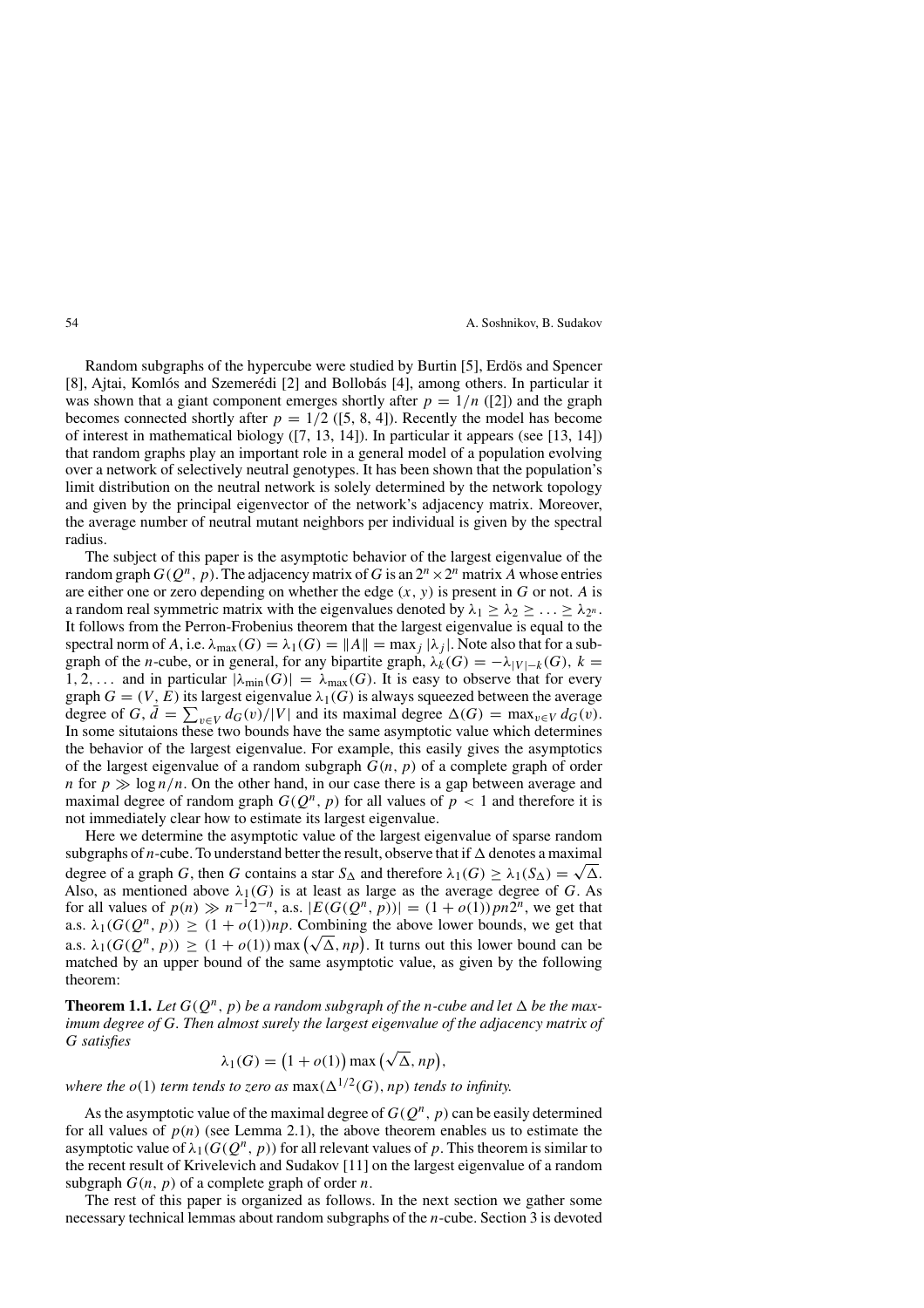Random subgraphs of the hypercube were studied by Burtin [5], Erdös and Spencer [8], Ajtai, Komlós and Szemerédi [2] and Bollobás [4], among others. In particular it was shown that a giant component emerges shortly after $p = 1/n$ ([2]) and the graph becomes connected shortly after $p = 1/2$ ([5, 8, 4]). Recently the model has become of interest in mathematical biology ([7, 13, 14]). In particular it appears (see [13, 14]) that random graphs play an important role in a general model of a population evolving over a network of selectively neutral genotypes. It has been shown that the population's limit distribution on the neutral network is solely determined by the network topology and given by the principal eigenvector of the network's adjacency matrix. Moreover, the average number of neutral mutant neighbors per individual is given by the spectral radius.

The subject of this paper is the asymptotic behavior of the largest eigenvalue of the random graph $G(Q^n, p)$. The adjacency matrix of $G$ is an $2^n \times 2^n$ matrix $A$ whose entries are either one or zero depending on whether the edge $(x, y)$ is present in $G$ or not. $A$ is a random real symmetric matrix with the eigenvalues denoted by $\lambda_1 \geq \lambda_2 \geq \ldots \geq \lambda_{2^n}$. It follows from the Perron-Frobenius theorem that the largest eigenvalue is equal to the spectral norm of $A$, i.e. $\lambda_{\max}(G) = \lambda_1(G) = \|A\| = \max_j |\lambda_j|$. Note also that for a subgraph of the $n$-cube, or in general, for any bipartite graph, $\lambda_k(G) = -\lambda_{|V|-k}(G)$, $k = 1, 2, \ldots$ and in particular $|\lambda_{\min}(G)| = \lambda_{\max}(G)$. It is easy to observe that for every graph $G = (V, E)$ its largest eigenvalue $\lambda_1(G)$ is always squeezed between the average degree of $G$, $\bar{d} = \sum_{v \in V} d_G(v)/|V|$ and its maximal degree $\Delta(G) = \max_{v \in V} d_G(v)$. In some situtaions these two bounds have the same asymptotic value which determines the behavior of the largest eigenvalue. For example, this easily gives the asymptotics of the largest eigenvalue of a random subgraph $G(n, p)$ of a complete graph of order $n$ for $p \gg \log n/n$. On the other hand, in our case there is a gap between average and maximal degree of random graph $G(Q^n, p)$ for all values of $p < 1$ and therefore it is not immediately clear how to estimate its largest eigenvalue.

Here we determine the asymptotic value of the largest eigenvalue of sparse random subgraphs of $n$-cube. To understand better the result, observe that if $\Delta$ denotes a maximal degree of a graph $G$, then $G$ contains a star $S_\Delta$ and therefore $\lambda_1(G) \geq \lambda_1(S_\Delta) = \sqrt{\Delta}$. Also, as mentioned above $\lambda_1(G)$ is at least as large as the average degree of $G$. As for all values of $p(n) \gg n^{-1}2^{-n}$, a.s. $|E(G(Q^n, p))| = (1 + o(1))pn2^n$, we get that a.s. $\lambda_1(G(Q^n, p)) \geq (1 + o(1))np$. Combining the above lower bounds, we get that a.s. $\lambda_1(G(Q^n, p)) \geq (1 + o(1)) \max\left(\sqrt{\Delta}, np\right)$. It turns out this lower bound can be matched by an upper bound of the same asymptotic value, as given by the following theorem:

**Theorem 1.1.** *Let $G(Q^n, p)$ be a random subgraph of the $n$-cube and let $\Delta$ be the maximum degree of $G$. Then almost surely the largest eigenvalue of the adjacency matrix of $G$ satisfies*

$$\lambda_1(G) = \big(1 + o(1)\big) \max\big(\sqrt{\Delta}, np\big),$$

*where the $o(1)$ term tends to zero as $\max(\Delta^{1/2}(G), np)$ tends to infinity.*

As the asymptotic value of the maximal degree of $G(Q^n, p)$ can be easily determined for all values of $p(n)$ (see Lemma 2.1), the above theorem enables us to estimate the asymptotic value of $\lambda_1(G(Q^n, p))$ for all relevant values of $p$. This theorem is similar to the recent result of Krivelevich and Sudakov [11] on the largest eigenvalue of a random subgraph $G(n, p)$ of a complete graph of order $n$.

The rest of this paper is organized as follows. In the next section we gather some necessary technical lemmas about random subgraphs of the $n$-cube. Section 3 is devoted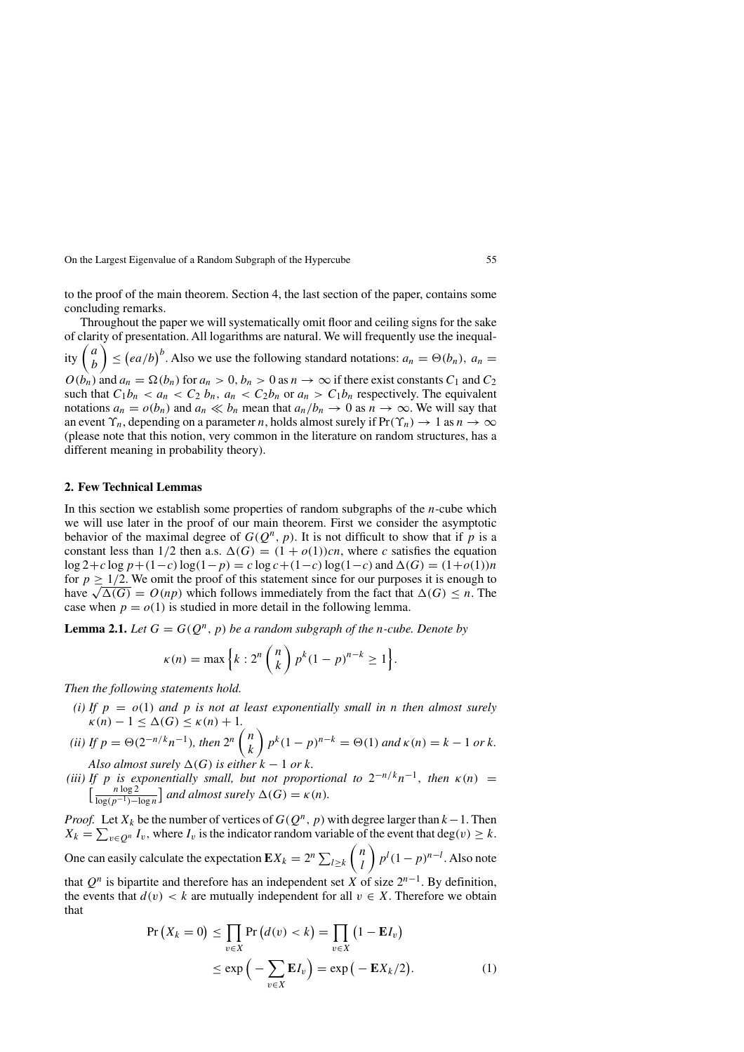to the proof of the main theorem. Section 4, the last section of the paper, contains some concluding remarks.

Throughout the paper we will systematically omit floor and ceiling signs for the sake of clarity of presentation. All logarithms are natural. We will frequently use the inequality $\binom{a}{b} \le \left(ea/b\right)^b$. Also we use the following standard notations: $a_n = \Theta(b_n)$, $a_n = O(b_n)$ and $a_n = \Omega(b_n)$ for $a_n > 0, b_n > 0$ as $n \to \infty$ if there exist constants $C_1$ and $C_2$ such that $C_1 b_n < a_n < C_2\, b_n$, $a_n < C_2 b_n$ or $a_n > C_1 b_n$ respectively. The equivalent notations $a_n = o(b_n)$ and $a_n \ll b_n$ mean that $a_n/b_n \to 0$ as $n \to \infty$. We will say that an event $\Upsilon_n$, depending on a parameter $n$, holds almost surely if $\Pr(\Upsilon_n) \to 1$ as $n \to \infty$ (please note that this notion, very common in the literature on random structures, has a different meaning in probability theory).

## 2. Few Technical Lemmas

In this section we establish some properties of random subgraphs of the $n$-cube which we will use later in the proof of our main theorem. First we consider the asymptotic behavior of the maximal degree of $G(Q^n, p)$. It is not difficult to show that if $p$ is a constant less than $1/2$ then a.s. $\Delta(G) = (1 + o(1))cn$, where $c$ satisfies the equation $\log 2 + c \log p + (1-c)\log(1-p) = c \log c + (1-c)\log(1-c)$ and $\Delta(G) = (1+o(1))n$ for $p \ge 1/2$. We omit the proof of this statement since for our purposes it is enough to have $\sqrt{\Delta(G)} = O(np)$ which follows immediately from the fact that $\Delta(G) \le n$. The case when $p = o(1)$ is studied in more detail in the following lemma.

**Lemma 2.1.** *Let $G = G(Q^n, p)$ be a random subgraph of the n-cube. Denote by*

$$\kappa(n) = \max\left\{k : 2^n \binom{n}{k} p^k (1-p)^{n-k} \ge 1\right\}.$$

*Then the following statements hold.*

*(i) If $p = o(1)$ and $p$ is not at least exponentially small in $n$ then almost surely $\kappa(n) - 1 \le \Delta(G) \le \kappa(n) + 1$.*

*(ii) If $p = \Theta(2^{-n/k} n^{-1})$, then $2^n \binom{n}{k} p^k (1-p)^{n-k} = \Theta(1)$ and $\kappa(n) = k - 1$ or $k$. Also almost surely $\Delta(G)$ is either $k-1$ or $k$.*

*(iii) If $p$ is exponentially small, but not proportional to $2^{-n/k} n^{-1}$, then $\kappa(n) = \left[\frac{n \log 2}{\log(p^{-1}) - \log n}\right]$ and almost surely $\Delta(G) = \kappa(n)$.*

*Proof.* Let $X_k$ be the number of vertices of $G(Q^n, p)$ with degree larger than $k-1$. Then $X_k = \sum_{v \in Q^n} I_v$, where $I_v$ is the indicator random variable of the event that $\deg(v) \ge k$. One can easily calculate the expectation $\mathbf{E}X_k = 2^n \sum_{l \ge k} \binom{n}{l} p^l (1-p)^{n-l}$. Also note that $Q^n$ is bipartite and therefore has an independent set $X$ of size $2^{n-1}$. By definition, the events that $d(v) < k$ are mutually independent for all $v \in X$. Therefore we obtain that

$$\begin{aligned} \Pr\left(X_k = 0\right) &\le \prod_{v \in X} \Pr\left(d(v) < k\right) = \prod_{v \in X} \left(1 - \mathbf{E}I_v\right) \\ &\le \exp\Big(-\sum_{v \in X} \mathbf{E}I_v\Big) = \exp\big(-\mathbf{E}X_k/2\big). \end{aligned} \tag{1}$$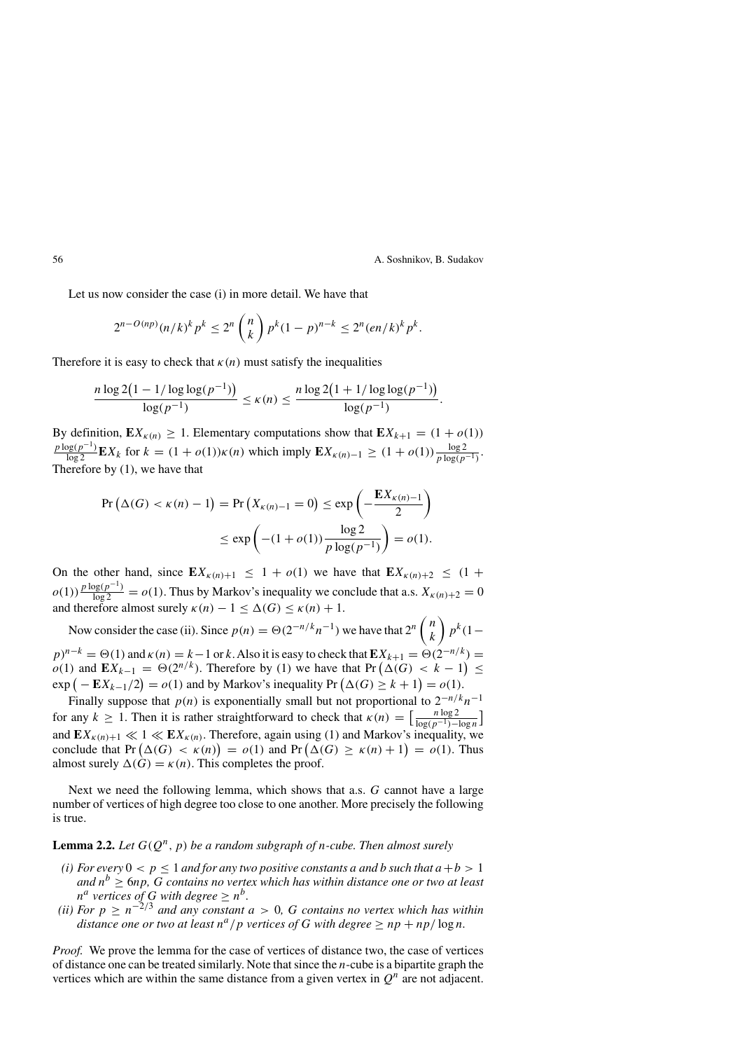Let us now consider the case (i) in more detail. We have that

$$2^{n-O(np)}(n/k)^k p^k \leq 2^n \binom{n}{k} p^k (1-p)^{n-k} \leq 2^n (en/k)^k p^k.$$

Therefore it is easy to check that $\kappa(n)$ must satisfy the inequalities

$$\frac{n \log 2\big(1 - 1/\log\log(p^{-1})\big)}{\log(p^{-1})} \leq \kappa(n) \leq \frac{n \log 2\big(1 + 1/\log\log(p^{-1})\big)}{\log(p^{-1})}.$$

By definition, $\mathbf{E}X_{\kappa(n)} \geq 1$. Elementary computations show that $\mathbf{E}X_{k+1} = (1+o(1)) \frac{p\log(p^{-1})}{\log 2}\mathbf{E}X_k$ for $k = (1+o(1))\kappa(n)$ which imply $\mathbf{E}X_{\kappa(n)-1} \geq (1+o(1))\frac{\log 2}{p\log(p^{-1})}$. Therefore by (1), we have that

$$\begin{aligned}\Pr\big(\Delta(G) < \kappa(n) - 1\big) = \Pr\big(X_{\kappa(n)-1} = 0\big) &\leq \exp\left(-\frac{\mathbf{E}X_{\kappa(n)-1}}{2}\right)\\ &\leq \exp\left(-(1+o(1))\frac{\log 2}{p\log(p^{-1})}\right) = o(1).\end{aligned}$$

On the other hand, since $\mathbf{E}X_{\kappa(n)+1} \leq 1 + o(1)$ we have that $\mathbf{E}X_{\kappa(n)+2} \leq (1 + o(1))\frac{p\log(p^{-1})}{\log 2} = o(1)$. Thus by Markov's inequality we conclude that a.s. $X_{\kappa(n)+2} = 0$ and therefore almost surely $\kappa(n) - 1 \leq \Delta(G) \leq \kappa(n) + 1$.

Now consider the case (ii). Since $p(n) = \Theta(2^{-n/k}n^{-1})$ we have that $2^n\binom{n}{k}p^k(1-p)^{n-k} = \Theta(1)$ and $\kappa(n) = k-1$ or $k$. Also it is easy to check that $\mathbf{E}X_{k+1} = \Theta(2^{-n/k}) = o(1)$ and $\mathbf{E}X_{k-1} = \Theta(2^{n/k})$. Therefore by (1) we have that $\Pr\big(\Delta(G) < k-1\big) \leq \exp\big(-\mathbf{E}X_{k-1}/2\big) = o(1)$ and by Markov's inequality $\Pr\big(\Delta(G) \geq k+1\big) = o(1)$.

Finally suppose that $p(n)$ is exponentially small but not proportional to $2^{-n/k}n^{-1}$ for any $k \geq 1$. Then it is rather straightforward to check that $\kappa(n) = \big[\frac{n\log 2}{\log(p^{-1}) - \log n}\big]$ and $\mathbf{E}X_{\kappa(n)+1} \ll 1 \ll \mathbf{E}X_{\kappa(n)}$. Therefore, again using (1) and Markov's inequality, we conclude that $\Pr\big(\Delta(G) < \kappa(n)\big) = o(1)$ and $\Pr\big(\Delta(G) \geq \kappa(n)+1\big) = o(1)$. Thus almost surely $\Delta(G) = \kappa(n)$. This completes the proof.

Next we need the following lemma, which shows that a.s. $G$ cannot have a large number of vertices of high degree too close to one another. More precisely the following is true.

**Lemma 2.2.** *Let $G(Q^n, p)$ be a random subgraph of $n$-cube. Then almost surely*

- *(i) For every $0 < p \leq 1$ and for any two positive constants $a$ and $b$ such that $a + b > 1$ and $n^b \geq 6np$, $G$ contains no vertex which has within distance one or two at least $n^a$ vertices of $G$ with degree $\geq n^b$.*
- *(ii) For $p \geq n^{-2/3}$ and any constant $a > 0$, $G$ contains no vertex which has within distance one or two at least $n^a/p$ vertices of $G$ with degree $\geq np + np/\log n$.*

*Proof.* We prove the lemma for the case of vertices of distance two, the case of vertices of distance one can be treated similarly. Note that since the $n$-cube is a bipartite graph the vertices which are within the same distance from a given vertex in $Q^n$ are not adjacent.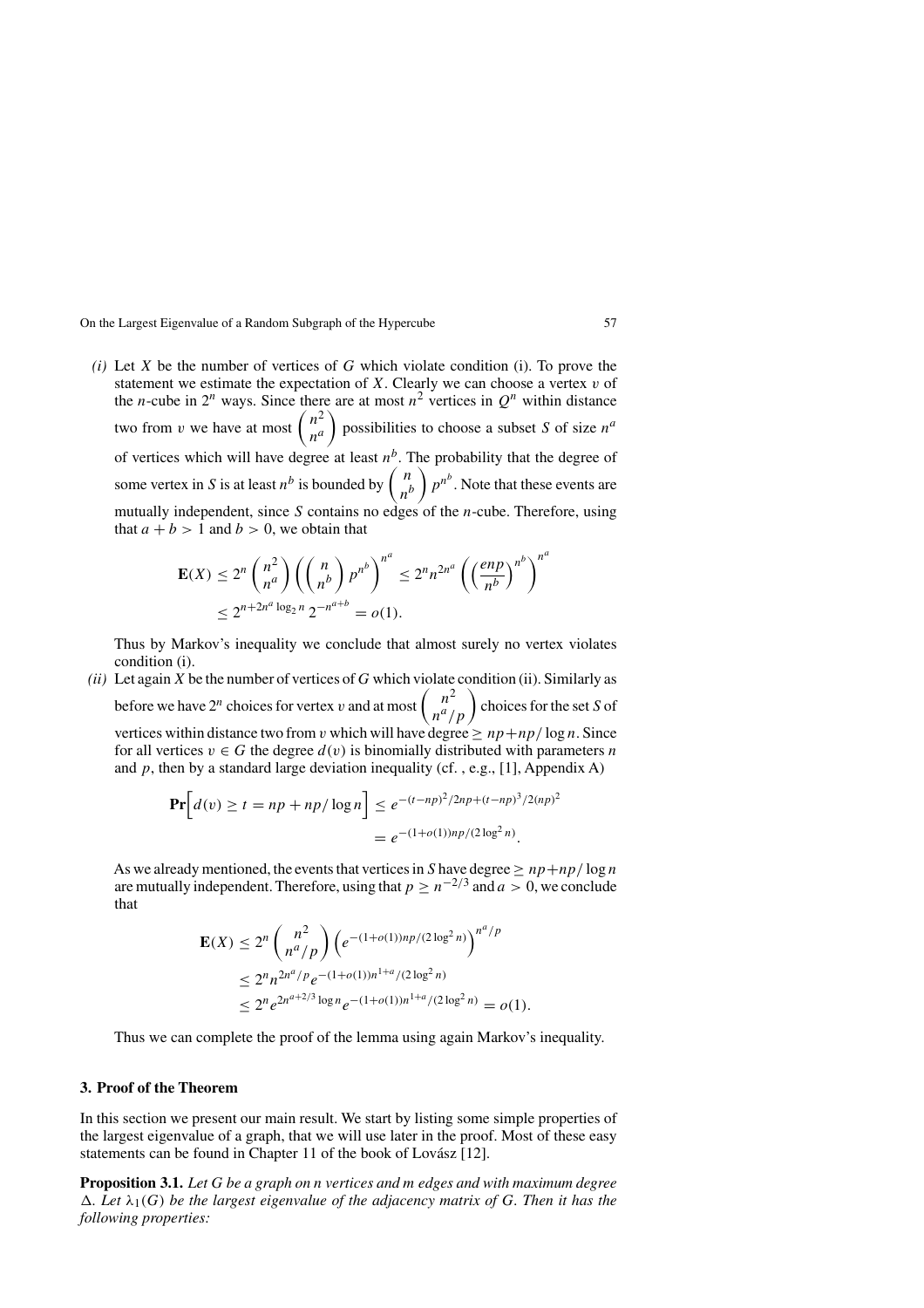*(i)* Let $X$ be the number of vertices of $G$ which violate condition (i). To prove the statement we estimate the expectation of $X$. Clearly we can choose a vertex $v$ of the $n$-cube in $2^n$ ways. Since there are at most $n^2$ vertices in $Q^n$ within distance two from $v$ we have at most $\binom{n^2}{n^a}$ possibilities to choose a subset $S$ of size $n^a$ of vertices which will have degree at least $n^b$. The probability that the degree of some vertex in $S$ is at least $n^b$ is bounded by $\binom{n}{n^b} p^{n^b}$. Note that these events are mutually independent, since $S$ contains no edges of the $n$-cube. Therefore, using that $a + b > 1$ and $b > 0$, we obtain that

$$
\begin{aligned}
\mathbf{E}(X) &\leq 2^n \binom{n^2}{n^a} \left( \binom{n}{n^b} p^{n^b} \right)^{n^a} \leq 2^n n^{2n^a} \left( \left( \frac{enp}{n^b} \right)^{n^b} \right)^{n^a} \\
&\leq 2^{n+2n^a \log_2 n} \, 2^{-n^{a+b}} = o(1).
\end{aligned}
$$

Thus by Markov's inequality we conclude that almost surely no vertex violates condition (i).

*(ii)* Let again $X$ be the number of vertices of $G$ which violate condition (ii). Similarly as before we have $2^n$ choices for vertex $v$ and at most $\binom{n^2}{n^a/p}$ choices for the set $S$ of vertices within distance two from $v$ which will have degree $\geq np + np/\log n$. Since for all vertices $v \in G$ the degree $d(v)$ is binomially distributed with parameters $n$ and $p$, then by a standard large deviation inequality (cf. , e.g., [1], Appendix A)

$$
\begin{aligned}
\mathbf{Pr}\Big[ d(v) \geq t = np + np/\log n \Big] &\leq e^{-(t-np)^2/2np + (t-np)^3/2(np)^2} \\
&= e^{-(1+o(1))np/(2\log^2 n)}.
\end{aligned}
$$

As we already mentioned, the events that vertices in $S$ have degree $\geq np + np/\log n$ are mutually independent. Therefore, using that $p \geq n^{-2/3}$ and $a > 0$, we conclude that

$$
\begin{aligned}
\mathbf{E}(X) &\leq 2^n \binom{n^2}{n^a/p} \left( e^{-(1+o(1))np/(2\log^2 n)} \right)^{n^a/p} \\
&\leq 2^n n^{2n^a/p} e^{-(1+o(1))n^{1+a}/(2\log^2 n)} \\
&\leq 2^n e^{2n^{a+2/3} \log n} e^{-(1+o(1))n^{1+a}/(2\log^2 n)} = o(1).
\end{aligned}
$$

Thus we can complete the proof of the lemma using again Markov's inequality.

## 3. Proof of the Theorem

In this section we present our main result. We start by listing some simple properties of the largest eigenvalue of a graph, that we will use later in the proof. Most of these easy statements can be found in Chapter 11 of the book of Lovász [12].

**Proposition 3.1.** *Let $G$ be a graph on $n$ vertices and $m$ edges and with maximum degree $\Delta$. Let $\lambda_1(G)$ be the largest eigenvalue of the adjacency matrix of $G$. Then it has the following properties:*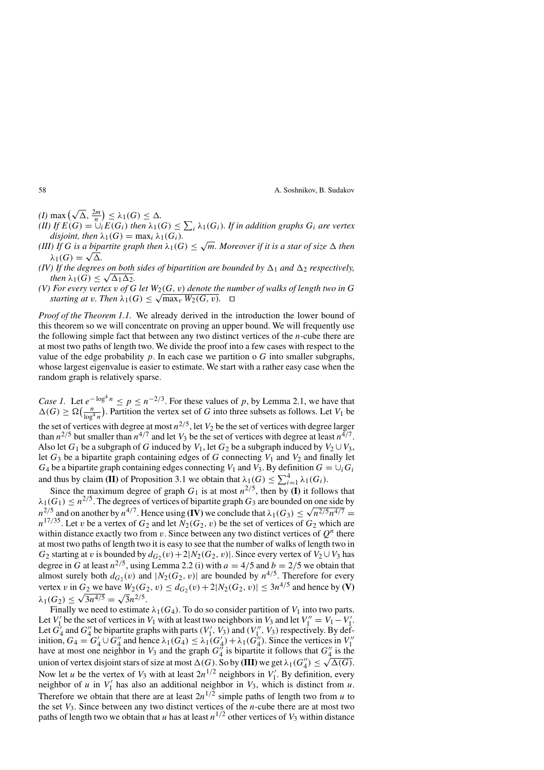*(I)* $\max\left(\sqrt{\Delta}, \frac{2m}{n}\right) \leq \lambda_1(G) \leq \Delta$.

*(II) If* $E(G) = \cup_i E(G_i)$ *then* $\lambda_1(G) \leq \sum_i \lambda_1(G_i)$. *If in addition graphs* $G_i$ *are vertex disjoint, then* $\lambda_1(G) = \max_i \lambda_1(G_i)$.

*(III) If* $G$ *is a bipartite graph then* $\lambda_1(G) \leq \sqrt{m}$. *Moreover if it is a star of size* $\Delta$ *then* $\lambda_1(G) = \sqrt{\Delta}$.

*(IV) If the degrees on both sides of bipartition are bounded by* $\Delta_1$ *and* $\Delta_2$ *respectively, then* $\lambda_1(G) \leq \sqrt{\Delta_1 \Delta_2}$.

*(V) For every vertex* $v$ *of* $G$ *let* $W_2(G, v)$ *denote the number of walks of length two in* $G$ *starting at* $v$. *Then* $\lambda_1(G) \leq \sqrt{\max_v W_2(G, v)}$. □

*Proof of the Theorem 1.1.* We already derived in the introduction the lower bound of this theorem so we will concentrate on proving an upper bound. We will frequently use the following simple fact that between any two distinct vertices of the $n$-cube there are at most two paths of length two. We divide the proof into a few cases with respect to the value of the edge probability $p$. In each case we partition o $G$ into smaller subgraphs, whose largest eigenvalue is easier to estimate. We start with a rather easy case when the random graph is relatively sparse.

*Case 1.* Let $e^{-\log^4 n} \leq p \leq n^{-2/3}$. For these values of $p$, by Lemma 2.1, we have that $\Delta(G) \geq \Omega\left(\frac{n}{\log^4 n}\right)$. Partition the vertex set of $G$ into three subsets as follows. Let $V_1$ be the set of vertices with degree at most $n^{2/5}$, let $V_2$ be the set of vertices with degree larger than $n^{2/5}$ but smaller than $n^{4/7}$ and let $V_3$ be the set of vertices with degree at least $n^{4/7}$. Also let $G_1$ be a subgraph of $G$ induced by $V_1$, let $G_2$ be a subgraph induced by $V_2 \cup V_3$, let $G_3$ be a bipartite graph containing edges of $G$ connecting $V_1$ and $V_2$ and finally let $G_4$ be a bipartite graph containing edges connecting $V_1$ and $V_3$. By definition $G = \cup_i G_i$ and thus by claim **(II)** of Proposition 3.1 we obtain that $\lambda_1(G) \leq \sum_{i=1}^{4} \lambda_1(G_i)$.

Since the maximum degree of graph $G_1$ is at most $n^{2/5}$, then by **(I)** it follows that $\lambda_1(G_1) \leq n^{2/5}$. The degrees of vertices of bipartite graph $G_3$ are bounded on one side by $n^{2/5}$ and on another by $n^{4/7}$. Hence using **(IV)** we conclude that $\lambda_1(G_3) \leq \sqrt{n^{2/5} n^{4/7}} = n^{17/35}$. Let $v$ be a vertex of $G_2$ and let $N_2(G_2, v)$ be the set of vertices of $G_2$ which are within distance exactly two from $v$. Since between any two distinct vertices of $Q^n$ there at most two paths of length two it is easy to see that the number of walks of length two in $G_2$ starting at $v$ is bounded by $d_{G_2}(v) + 2|N_2(G_2, v)|$. Since every vertex of $V_2 \cup V_3$ has degree in $G$ at least $n^{2/5}$, using Lemma 2.2 (i) with $a = 4/5$ and $b = 2/5$ we obtain that almost surely both $d_{G_2}(v)$ and $|N_2(G_2, v)|$ are bounded by $n^{4/5}$. Therefore for every vertex $v$ in $G_2$ we have $W_2(G_2, v) \leq d_{G_2}(v) + 2|N_2(G_2, v)| \leq 3n^{4/5}$ and hence by **(V)** $\lambda_1(G_2) \leq \sqrt{3n^{4/5}} = \sqrt{3} n^{2/5}$.

Finally we need to estimate $\lambda_1(G_4)$. To do so consider partition of $V_1$ into two parts. Let $V_1'$ be the set of vertices in $V_1$ with at least two neighbors in $V_3$ and let $V_1'' = V_1 - V_1'$. Let $G_4'$ and $G_4''$ be bipartite graphs with parts $(V_1', V_3)$ and $(V_1'', V_3)$ respectively. By definition, $G_4 = G_4' \cup G_4''$ and hence $\lambda_1(G_4) \leq \lambda_1(G_4') + \lambda_1(G_4'')$. Since the vertices in $V_1''$ have at most one neighbor in $V_3$ and the graph $G_4''$ is bipartite it follows that $G_4''$ is the union of vertex disjoint stars of size at most $\Delta(G)$. So by **(III)** we get $\lambda_1(G_4'') \leq \sqrt{\Delta(G)}$. Now let $u$ be the vertex of $V_3$ with at least $2n^{1/2}$ neighbors in $V_1'$. By definition, every neighbor of $u$ in $V_1'$ has also an additional neighbor in $V_3$, which is distinct from $u$. Therefore we obtain that there are at least $2n^{1/2}$ simple paths of length two from $u$ to the set $V_3$. Since between any two distinct vertices of the $n$-cube there are at most two paths of length two we obtain that $u$ has at least $n^{1/2}$ other vertices of $V_3$ within distance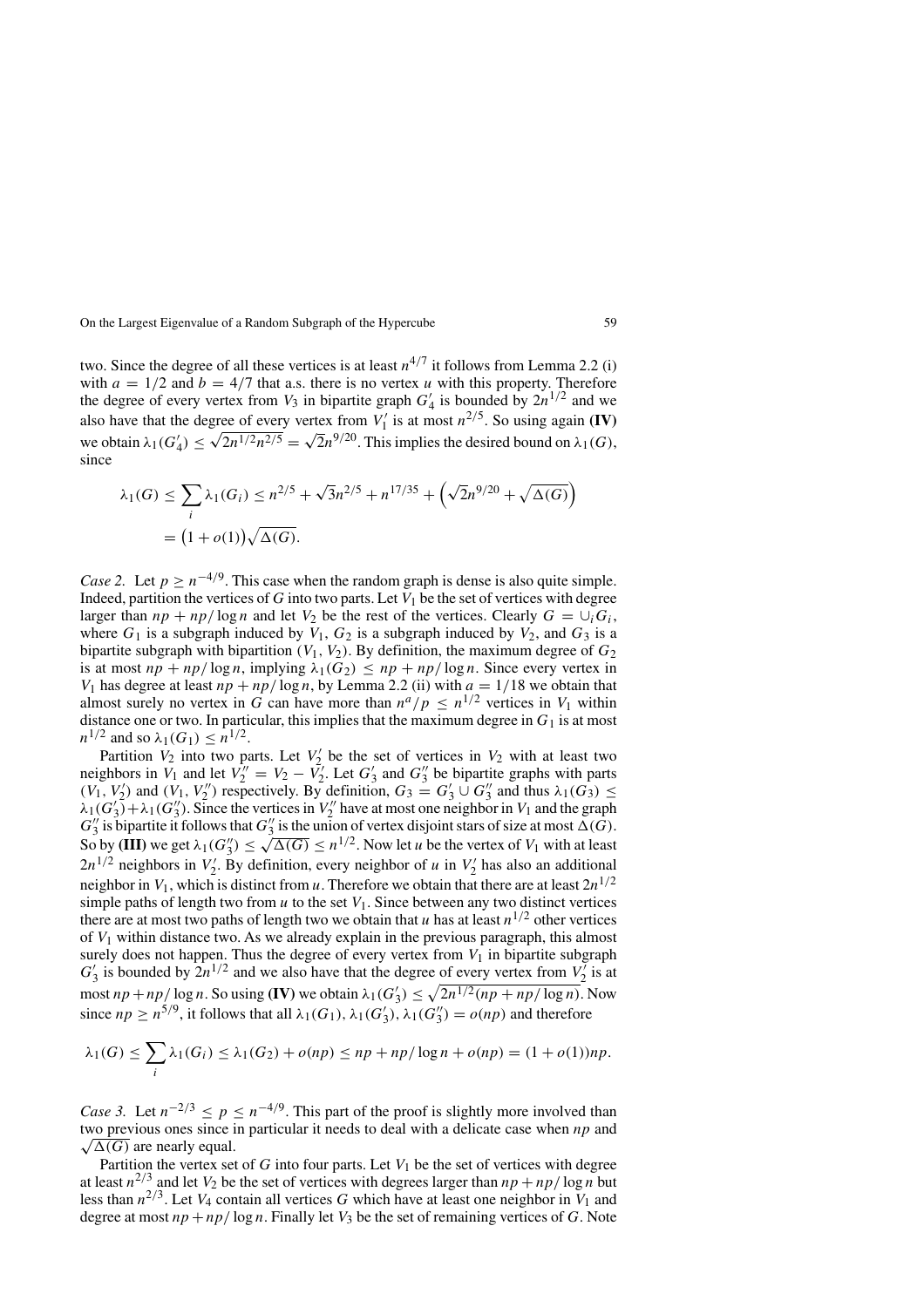two. Since the degree of all these vertices is at least $n^{4/7}$ it follows from Lemma 2.2 (i) with $a = 1/2$ and $b = 4/7$ that a.s. there is no vertex $u$ with this property. Therefore the degree of every vertex from $V_3$ in bipartite graph $G_4'$ is bounded by $2n^{1/2}$ and we also have that the degree of every vertex from $V_1'$ is at most $n^{2/5}$. So using again **(IV)** we obtain $\lambda_1(G_4') \leq \sqrt{2n^{1/2}n^{2/5}} = \sqrt{2}n^{9/20}$. This implies the desired bound on $\lambda_1(G)$, since

$$
\begin{aligned}
\lambda_1(G) &\leq \sum_i \lambda_1(G_i) \leq n^{2/5} + \sqrt{3}n^{2/5} + n^{17/35} + \left(\sqrt{2}n^{9/20} + \sqrt{\Delta(G)}\right) \\
&= \big(1 + o(1)\big)\sqrt{\Delta(G)}.
\end{aligned}
$$

*Case 2.* Let $p \geq n^{-4/9}$. This case when the random graph is dense is also quite simple. Indeed, partition the vertices of $G$ into two parts. Let $V_1$ be the set of vertices with degree larger than $np + np/\log n$ and let $V_2$ be the rest of the vertices. Clearly $G = \cup_i G_i$, where $G_1$ is a subgraph induced by $V_1$, $G_2$ is a subgraph induced by $V_2$, and $G_3$ is a bipartite subgraph with bipartition $(V_1, V_2)$. By definition, the maximum degree of $G_2$ is at most $np + np/\log n$, implying $\lambda_1(G_2) \leq np + np/\log n$. Since every vertex in $V_1$ has degree at least $np + np/\log n$, by Lemma 2.2 (ii) with $a = 1/18$ we obtain that almost surely no vertex in $G$ can have more than $n^a/p \leq n^{1/2}$ vertices in $V_1$ within distance one or two. In particular, this implies that the maximum degree in $G_1$ is at most $n^{1/2}$ and so $\lambda_1(G_1) \leq n^{1/2}$.

Partition $V_2$ into two parts. Let $V_2'$ be the set of vertices in $V_2$ with at least two neighbors in $V_1$ and let $V_2'' = V_2 - V_2'$. Let $G_3'$ and $G_3''$ be bipartite graphs with parts $(V_1, V_2')$ and $(V_1, V_2'')$ respectively. By definition, $G_3 = G_3' \cup G_3''$ and thus $\lambda_1(G_3) \leq \lambda_1(G_3') + \lambda_1(G_3'')$. Since the vertices in $V_2''$ have at most one neighbor in $V_1$ and the graph $G_3''$ is bipartite it follows that $G_3''$ is the union of vertex disjoint stars of size at most $\Delta(G)$. So by **(III)** we get $\lambda_1(G_3'') \leq \sqrt{\Delta(G)} \leq n^{1/2}$. Now let $u$ be the vertex of $V_1$ with at least $2n^{1/2}$ neighbors in $V_2'$. By definition, every neighbor of $u$ in $V_2'$ has also an additional neighbor in $V_1$, which is distinct from $u$. Therefore we obtain that there are at least $2n^{1/2}$ simple paths of length two from $u$ to the set $V_1$. Since between any two distinct vertices there are at most two paths of length two we obtain that $u$ has at least $n^{1/2}$ other vertices of $V_1$ within distance two. As we already explain in the previous paragraph, this almost surely does not happen. Thus the degree of every vertex from $V_1$ in bipartite subgraph $G_3'$ is bounded by $2n^{1/2}$ and we also have that the degree of every vertex from $V_2'$ is at most $np + np/\log n$. So using **(IV)** we obtain $\lambda_1(G_3') \leq \sqrt{2n^{1/2}(np + np/\log n)}$. Now since $np \geq n^{5/9}$, it follows that all $\lambda_1(G_1), \lambda_1(G_3'), \lambda_1(G_3'') = o(np)$ and therefore

$$
\lambda_1(G) \leq \sum_i \lambda_1(G_i) \leq \lambda_1(G_2) + o(np) \leq np + np/\log n + o(np) = (1 + o(1))np.
$$

*Case 3.* Let $n^{-2/3} \leq p \leq n^{-4/9}$. This part of the proof is slightly more involved than two previous ones since in particular it needs to deal with a delicate case when $np$ and $\sqrt{\Delta(G)}$ are nearly equal.

Partition the vertex set of $G$ into four parts. Let $V_1$ be the set of vertices with degree at least $n^{2/3}$ and let $V_2$ be the set of vertices with degrees larger than $np + np/\log n$ but less than $n^{2/3}$. Let $V_4$ contain all vertices $G$ which have at least one neighbor in $V_1$ and degree at most $np + np/\log n$. Finally let $V_3$ be the set of remaining vertices of $G$. Note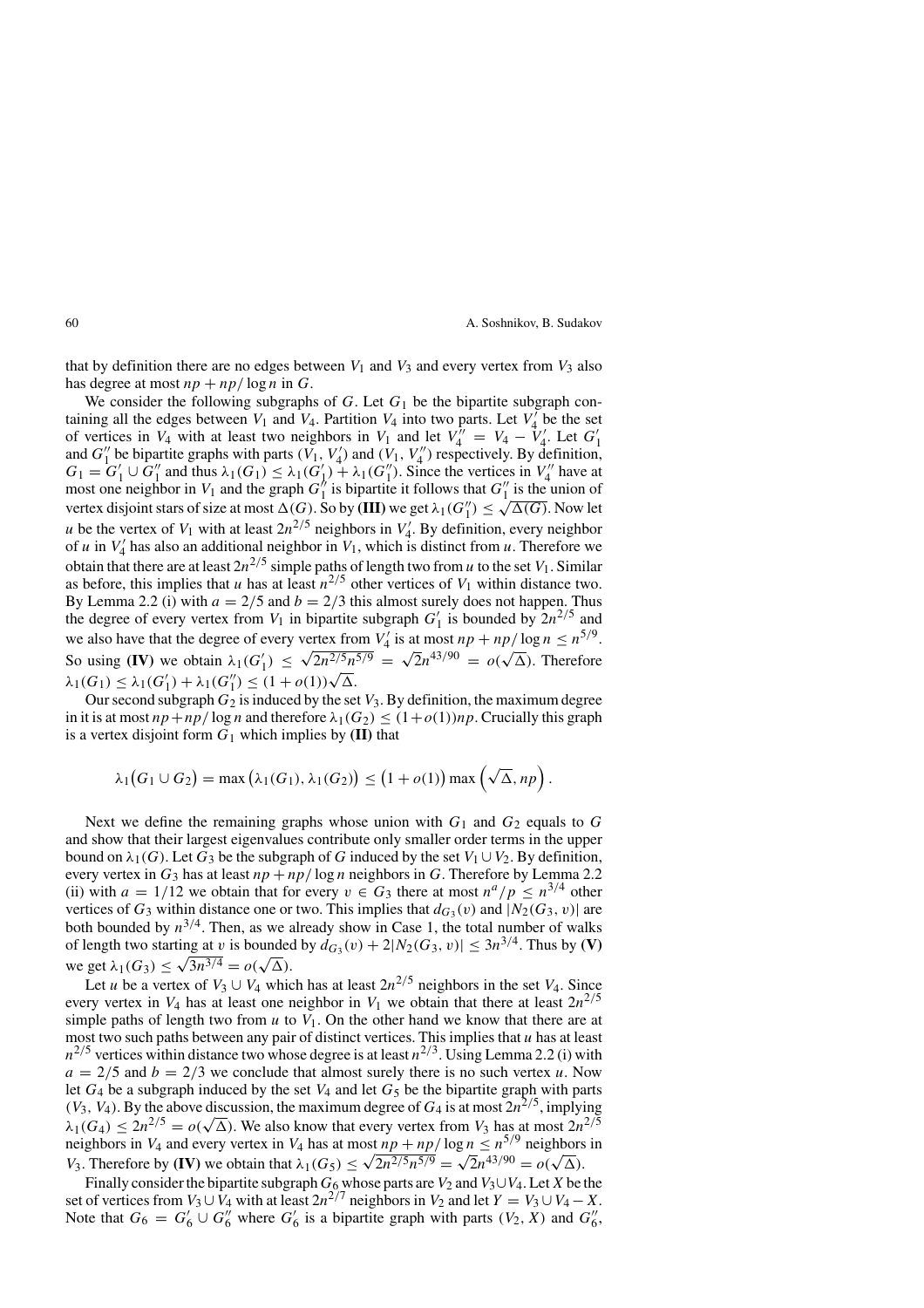that by definition there are no edges between $V_1$ and $V_3$ and every vertex from $V_3$ also has degree at most $np + np/\log n$ in $G$.

We consider the following subgraphs of $G$. Let $G_1$ be the bipartite subgraph containing all the edges between $V_1$ and $V_4$. Partition $V_4$ into two parts. Let $V_4'$ be the set of vertices in $V_4$ with at least two neighbors in $V_1$ and let $V_4'' = V_4 - V_4'$. Let $G_1'$ and $G_1''$ be bipartite graphs with parts $(V_1, V_4')$ and $(V_1, V_4'')$ respectively. By definition, $G_1 = G_1' \cup G_1''$ and thus $\lambda_1(G_1) \leq \lambda_1(G_1') + \lambda_1(G_1'')$. Since the vertices in $V_4''$ have at most one neighbor in $V_1$ and the graph $G_1''$ is bipartite it follows that $G_1''$ is the union of vertex disjoint stars of size at most $\Delta(G)$. So by **(III)** we get $\lambda_1(G_1'') \leq \sqrt{\Delta(G)}$. Now let $u$ be the vertex of $V_1$ with at least $2n^{2/5}$ neighbors in $V_4'$. By definition, every neighbor of $u$ in $V_4'$ has also an additional neighbor in $V_1$, which is distinct from $u$. Therefore we obtain that there are at least $2n^{2/5}$ simple paths of length two from $u$ to the set $V_1$. Similar as before, this implies that $u$ has at least $n^{2/5}$ other vertices of $V_1$ within distance two. By Lemma 2.2 (i) with $a = 2/5$ and $b = 2/3$ this almost surely does not happen. Thus the degree of every vertex from $V_1$ in bipartite subgraph $G_1'$ is bounded by $2n^{2/5}$ and we also have that the degree of every vertex from $V_4'$ is at most $np + np/\log n \leq n^{5/9}$. So using **(IV)** we obtain $\lambda_1(G_1') \leq \sqrt{2n^{2/5}n^{5/9}} = \sqrt{2}n^{43/90} = o(\sqrt{\Delta})$. Therefore $\lambda_1(G_1) \leq \lambda_1(G_1') + \lambda_1(G_1'') \leq (1 + o(1))\sqrt{\Delta}$.

Our second subgraph $G_2$ is induced by the set $V_3$. By definition, the maximum degree in it is at most $np + np/\log n$ and therefore $\lambda_1(G_2) \leq (1+o(1))np$. Crucially this graph is a vertex disjoint form $G_1$ which implies by **(II)** that

$$\lambda_1\big(G_1 \cup G_2\big) = \max\big(\lambda_1(G_1), \lambda_1(G_2)\big) \leq \big(1 + o(1)\big) \max\Big(\sqrt{\Delta}, np\Big).$$

Next we define the remaining graphs whose union with $G_1$ and $G_2$ equals to $G$ and show that their largest eigenvalues contribute only smaller order terms in the upper bound on $\lambda_1(G)$. Let $G_3$ be the subgraph of $G$ induced by the set $V_1 \cup V_2$. By definition, every vertex in $G_3$ has at least $np + np/\log n$ neighbors in $G$. Therefore by Lemma 2.2 (ii) with $a = 1/12$ we obtain that for every $v \in G_3$ there at most $n^a/p \leq n^{3/4}$ other vertices of $G_3$ within distance one or two. This implies that $d_{G_3}(v)$ and $|N_2(G_3, v)|$ are both bounded by $n^{3/4}$. Then, as we already show in Case 1, the total number of walks of length two starting at $v$ is bounded by $d_{G_3}(v) + 2|N_2(G_3, v)| \leq 3n^{3/4}$. Thus by **(V)** we get $\lambda_1(G_3) \leq \sqrt{3n^{3/4}} = o(\sqrt{\Delta})$.

Let $u$ be a vertex of $V_3 \cup V_4$ which has at least $2n^{2/5}$ neighbors in the set $V_4$. Since every vertex in $V_4$ has at least one neighbor in $V_1$ we obtain that there at least $2n^{2/5}$ simple paths of length two from $u$ to $V_1$. On the other hand we know that there are at most two such paths between any pair of distinct vertices. This implies that $u$ has at least $n^{2/5}$ vertices within distance two whose degree is at least $n^{2/3}$. Using Lemma 2.2 (i) with $a = 2/5$ and $b = 2/3$ we conclude that almost surely there is no such vertex $u$. Now let $G_4$ be a subgraph induced by the set $V_4$ and let $G_5$ be the bipartite graph with parts $(V_3, V_4)$. By the above discussion, the maximum degree of $G_4$ is at most $2n^{2/5}$, implying $\lambda_1(G_4) \leq 2n^{2/5} = o(\sqrt{\Delta})$. We also know that every vertex from $V_3$ has at most $2n^{2/5}$ neighbors in $V_4$ and every vertex in $V_4$ has at most $np + np/\log n \leq n^{5/9}$ neighbors in $V_3$. Therefore by **(IV)** we obtain that $\lambda_1(G_5) \leq \sqrt{2n^{2/5}n^{5/9}} = \sqrt{2}n^{43/90} = o(\sqrt{\Delta})$.

Finally consider the bipartite subgraph $G_6$ whose parts are $V_2$ and $V_3 \cup V_4$. Let $X$ be the set of vertices from $V_3 \cup V_4$ with at least $2n^{2/7}$ neighbors in $V_2$ and let $Y = V_3 \cup V_4 - X$. Note that $G_6 = G_6' \cup G_6''$ where $G_6'$ is a bipartite graph with parts $(V_2, X)$ and $G_6''$,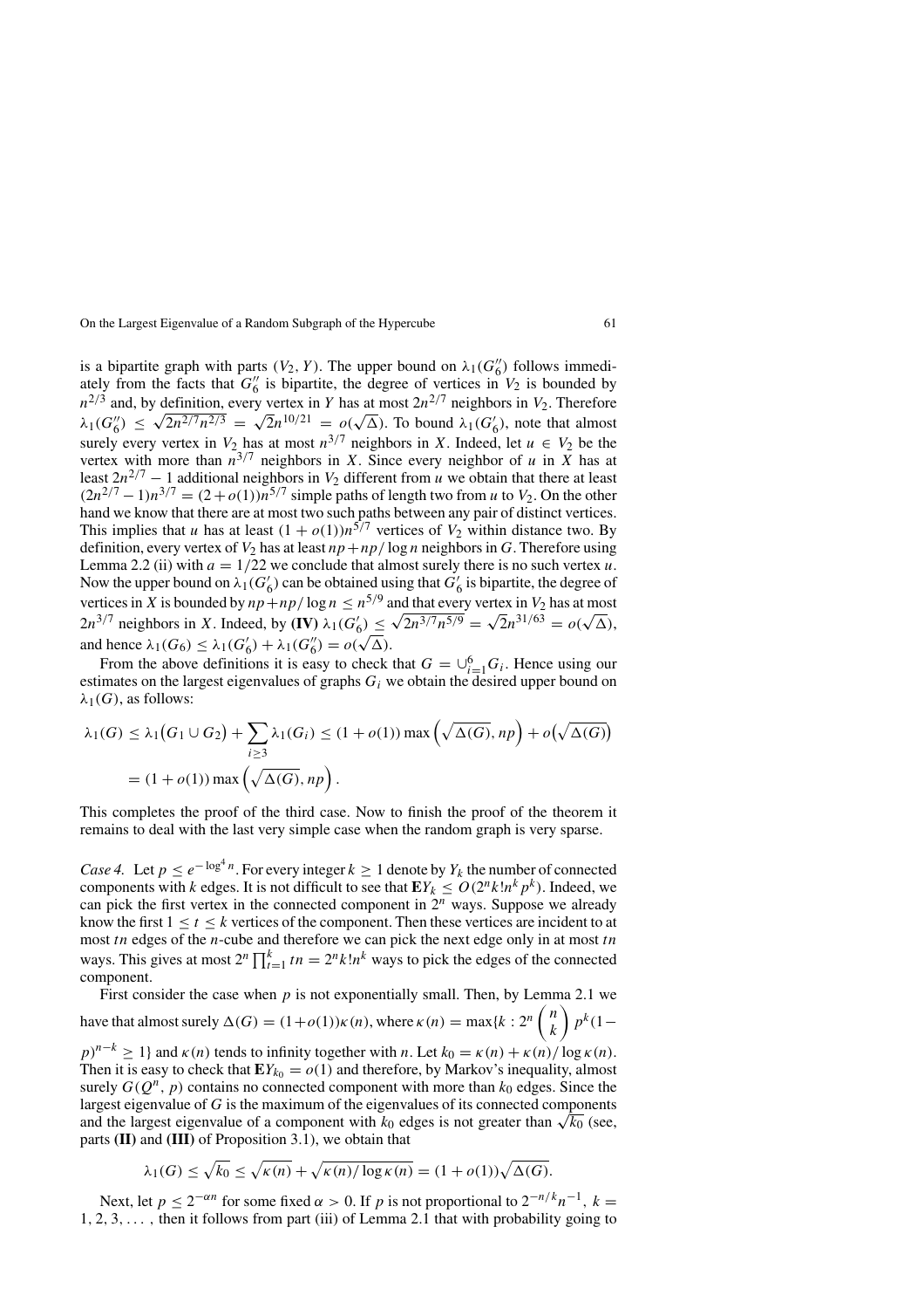is a bipartite graph with parts $(V_2, Y)$. The upper bound on $\lambda_1(G_6'')$ follows immediately from the facts that $G_6''$ is bipartite, the degree of vertices in $V_2$ is bounded by $n^{2/3}$ and, by definition, every vertex in $Y$ has at most $2n^{2/7}$ neighbors in $V_2$. Therefore $\lambda_1(G_6'') \leq \sqrt{2n^{2/7}n^{2/3}} = \sqrt{2}n^{10/21} = o(\sqrt{\Delta})$. To bound $\lambda_1(G_6')$, note that almost surely every vertex in $V_2$ has at most $n^{3/7}$ neighbors in $X$. Indeed, let $u \in V_2$ be the vertex with more than $n^{3/7}$ neighbors in $X$. Since every neighbor of $u$ in $X$ has at least $2n^{2/7} - 1$ additional neighbors in $V_2$ different from $u$ we obtain that there at least $(2n^{2/7} - 1)n^{3/7} = (2 + o(1))n^{5/7}$ simple paths of length two from $u$ to $V_2$. On the other hand we know that there are at most two such paths between any pair of distinct vertices. This implies that $u$ has at least $(1 + o(1))n^{5/7}$ vertices of $V_2$ within distance two. By definition, every vertex of $V_2$ has at least $np + np/\log n$ neighbors in $G$. Therefore using Lemma 2.2 (ii) with $a = 1/22$ we conclude that almost surely there is no such vertex $u$. Now the upper bound on $\lambda_1(G_6')$ can be obtained using that $G_6'$ is bipartite, the degree of vertices in $X$ is bounded by $np + np/\log n \leq n^{5/9}$ and that every vertex in $V_2$ has at most $2n^{3/7}$ neighbors in $X$. Indeed, by **(IV)** $\lambda_1(G_6') \leq \sqrt{2n^{3/7}n^{5/9}} = \sqrt{2}n^{31/63} = o(\sqrt{\Delta})$, and hence $\lambda_1(G_6) \leq \lambda_1(G_6') + \lambda_1(G_6'') = o(\sqrt{\Delta})$.

From the above definitions it is easy to check that $G = \cup_{i=1}^{6} G_i$. Hence using our estimates on the largest eigenvalues of graphs $G_i$ we obtain the desired upper bound on $\lambda_1(G)$, as follows:

$$\lambda_1(G) \leq \lambda_1\big(G_1 \cup G_2\big) + \sum_{i \geq 3} \lambda_1(G_i) \leq (1 + o(1)) \max\Big(\sqrt{\Delta(G)}, np\Big) + o\Big(\sqrt{\Delta(G)}\Big)$$
$$= (1 + o(1)) \max\Big(\sqrt{\Delta(G)}, np\Big).$$

This completes the proof of the third case. Now to finish the proof of the theorem it remains to deal with the last very simple case when the random graph is very sparse.

*Case 4.* Let $p \leq e^{-\log^4 n}$. For every integer $k \geq 1$ denote by $Y_k$ the number of connected components with $k$ edges. It is not difficult to see that $\mathbf{E}Y_k \leq O(2^n k! n^k p^k)$. Indeed, we can pick the first vertex in the connected component in $2^n$ ways. Suppose we already know the first $1 \leq t \leq k$ vertices of the component. Then these vertices are incident to at most $tn$ edges of the $n$-cube and therefore we can pick the next edge only in at most $tn$ ways. This gives at most $2^n \prod_{t=1}^{k} tn = 2^n k! n^k$ ways to pick the edges of the connected component.

First consider the case when $p$ is not exponentially small. Then, by Lemma 2.1 we have that almost surely $\Delta(G) = (1 + o(1))\kappa(n)$, where $\kappa(n) = \max\{k : 2^n \binom{n}{k} p^k (1 - p)^{n-k} \geq 1\}$ and $\kappa(n)$ tends to infinity together with $n$. Let $k_0 = \kappa(n) + \kappa(n)/\log \kappa(n)$. Then it is easy to check that $\mathbf{E}Y_{k_0} = o(1)$ and therefore, by Markov's inequality, almost surely $G(Q^n, p)$ contains no connected component with more than $k_0$ edges. Since the largest eigenvalue of $G$ is the maximum of the eigenvalues of its connected components and the largest eigenvalue of a component with $k_0$ edges is not greater than $\sqrt{k_0}$ (see, parts **(II)** and **(III)** of Proposition 3.1), we obtain that

$$\lambda_1(G) \leq \sqrt{k_0} \leq \sqrt{\kappa(n)} + \sqrt{\kappa(n)/\log \kappa(n)} = (1 + o(1))\sqrt{\Delta(G)}.$$

Next, let $p \leq 2^{-\alpha n}$ for some fixed $\alpha > 0$. If $p$ is not proportional to $2^{-n/k} n^{-1}$, $k = 1, 2, 3, \ldots$, then it follows from part (iii) of Lemma 2.1 that with probability going to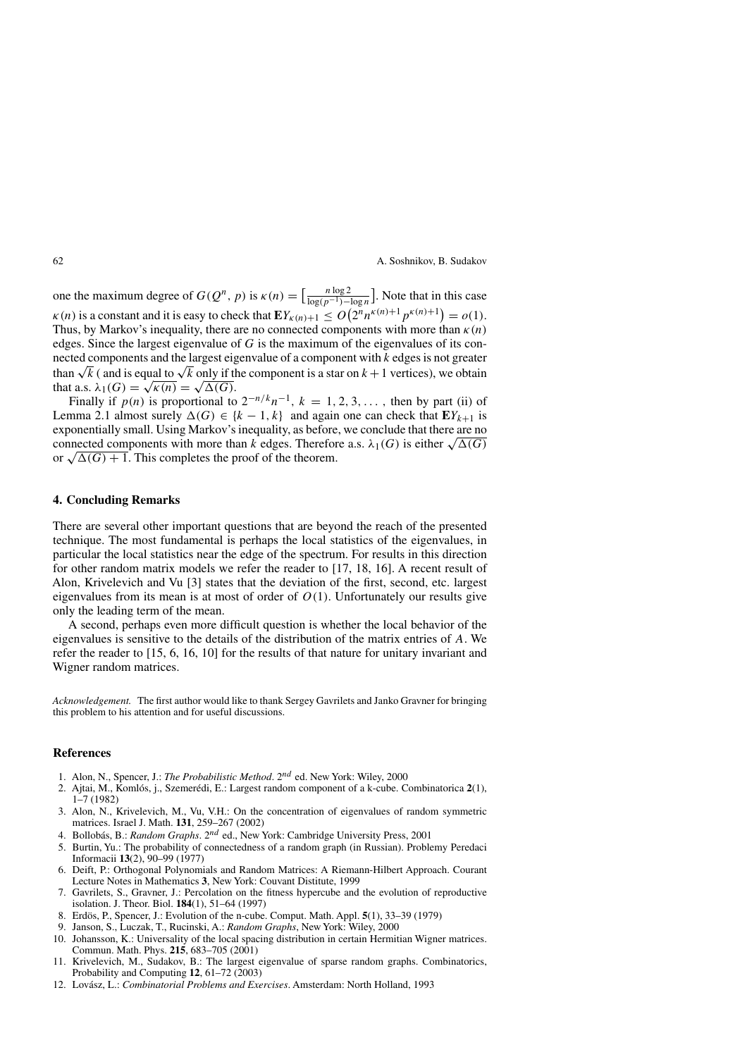one the maximum degree of $G(Q^n, p)$ is $\kappa(n) = \left[\frac{n \log 2}{\log(p^{-1}) - \log n}\right]$. Note that in this case $\kappa(n)$ is a constant and it is easy to check that $\mathbf{E}Y_{\kappa(n)+1} \le O\big(2^n n^{\kappa(n)+1} p^{\kappa(n)+1}\big) = o(1)$. Thus, by Markov's inequality, there are no connected components with more than $\kappa(n)$ edges. Since the largest eigenvalue of $G$ is the maximum of the eigenvalues of its connected components and the largest eigenvalue of a component with $k$ edges is not greater than $\sqrt{k}$ ( and is equal to $\sqrt{k}$ only if the component is a star on $k+1$ vertices), we obtain that a.s. $\lambda_1(G) = \sqrt{\kappa(n)} = \sqrt{\Delta(G)}$.

Finally if $p(n)$ is proportional to $2^{-n/k} n^{-1}$, $k = 1, 2, 3, \dots$ , then by part (ii) of Lemma 2.1 almost surely $\Delta(G) \in \{k-1, k\}$ and again one can check that $\mathbf{E}Y_{k+1}$ is exponentially small. Using Markov's inequality, as before, we conclude that there are no connected components with more than $k$ edges. Therefore a.s. $\lambda_1(G)$ is either $\sqrt{\Delta(G)}$ or $\sqrt{\Delta(G)+1}$. This completes the proof of the theorem.

## 4. Concluding Remarks

There are several other important questions that are beyond the reach of the presented technique. The most fundamental is perhaps the local statistics of the eigenvalues, in particular the local statistics near the edge of the spectrum. For results in this direction for other random matrix models we refer the reader to [17, 18, 16]. A recent result of Alon, Krivelevich and Vu [3] states that the deviation of the first, second, etc. largest eigenvalues from its mean is at most of order of $O(1)$. Unfortunately our results give only the leading term of the mean.

A second, perhaps even more difficult question is whether the local behavior of the eigenvalues is sensitive to the details of the distribution of the matrix entries of $A$. We refer the reader to [15, 6, 16, 10] for the results of that nature for unitary invariant and Wigner random matrices.

*Acknowledgement.* The first author would like to thank Sergey Gavrilets and Janko Gravner for bringing this problem to his attention and for useful discussions.

## References

1. Alon, N., Spencer, J.: *The Probabilistic Method*. $2^{nd}$ ed. New York: Wiley, 2000
2. Ajtai, M., Komlós, j., Szemerédi, E.: Largest random component of a k-cube. Combinatorica **2**(1), 1–7 (1982)
3. Alon, N., Krivelevich, M., Vu, V.H.: On the concentration of eigenvalues of random symmetric matrices. Israel J. Math. **131**, 259–267 (2002)
4. Bollobás, B.: *Random Graphs*. $2^{nd}$ ed., New York: Cambridge University Press, 2001
5. Burtin, Yu.: The probability of connectedness of a random graph (in Russian). Problemy Peredaci Informacii **13**(2), 90–99 (1977)
6. Deift, P.: Orthogonal Polynomials and Random Matrices: A Riemann-Hilbert Approach. Courant Lecture Notes in Mathematics **3**, New York: Couvant Distitute, 1999
7. Gavrilets, S., Gravner, J.: Percolation on the fitness hypercube and the evolution of reproductive isolation. J. Theor. Biol. **184**(1), 51–64 (1997)
8. Erdös, P., Spencer, J.: Evolution of the n-cube. Comput. Math. Appl. **5**(1), 33–39 (1979)
9. Janson, S., Luczak, T., Rucinski, A.: *Random Graphs*, New York: Wiley, 2000
10. Johansson, K.: Universality of the local spacing distribution in certain Hermitian Wigner matrices. Commun. Math. Phys. **215**, 683–705 (2001)
11. Krivelevich, M., Sudakov, B.: The largest eigenvalue of sparse random graphs. Combinatorics, Probability and Computing **12**, 61–72 (2003)
12. Lovász, L.: *Combinatorial Problems and Exercises*. Amsterdam: North Holland, 1993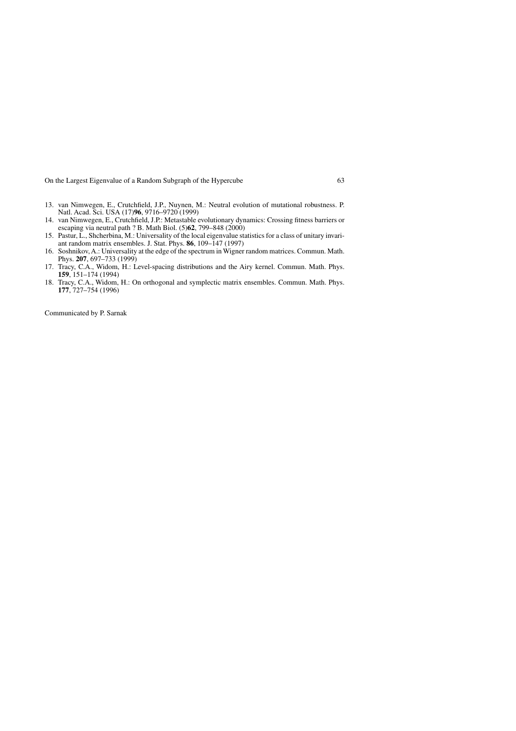13. van Nimwegen, E., Crutchfield, J.P., Nuynen, M.: Neutral evolution of mutational robustness. P. Natl. Acad. Sci. USA (17)**96**, 9716–9720 (1999)
14. van Nimwegen, E., Crutchfield, J.P.: Metastable evolutionary dynamics: Crossing fitness barriers or escaping via neutral path ? B. Math Biol. (5)**62**, 799–848 (2000)
15. Pastur, L., Shcherbina, M.: Universality of the local eigenvalue statistics for a class of unitary invariant random matrix ensembles. J. Stat. Phys. **86**, 109–147 (1997)
16. Soshnikov, A.: Universality at the edge of the spectrum in Wigner random matrices. Commun. Math. Phys. **207**, 697–733 (1999)
17. Tracy, C.A., Widom, H.: Level-spacing distributions and the Airy kernel. Commun. Math. Phys. **159**, 151–174 (1994)
18. Tracy, C.A., Widom, H.: On orthogonal and symplectic matrix ensembles. Commun. Math. Phys. **177**, 727–754 (1996)

Communicated by P. Sarnak